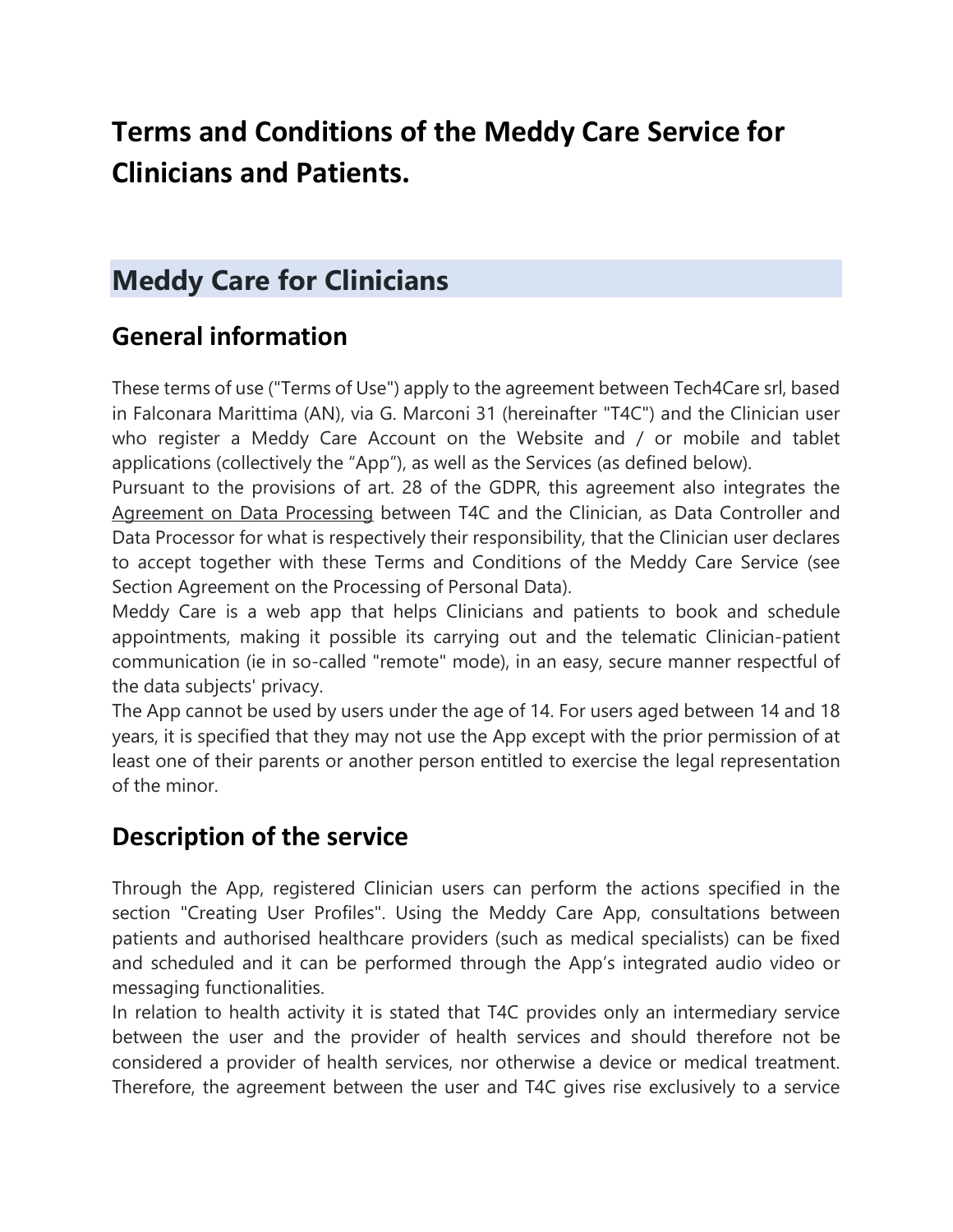# Terms and Conditions of the Meddy Care Service for Clinicians and Patients.

## Meddy Care for Clinicians

### General information

These terms of use ("Terms of Use") apply to the agreement between Tech4Care srl, based in Falconara Marittima (AN), via G. Marconi 31 (hereinafter "T4C") and the Clinician user who register a Meddy Care Account on the Website and / or mobile and tablet applications (collectively the "App"), as well as the Services (as defined below).

Pursuant to the provisions of art. 28 of the GDPR, this agreement also integrates the Agreement on Data Processing between T4C and the Clinician, as Data Controller and Data Processor for what is respectively their responsibility, that the Clinician user declares to accept together with these Terms and Conditions of the Meddy Care Service (see Section Agreement on the Processing of Personal Data).

Meddy Care is a web app that helps Clinicians and patients to book and schedule appointments, making it possible its carrying out and the telematic Clinician-patient communication (ie in so-called "remote" mode), in an easy, secure manner respectful of the data subjects' privacy.

The App cannot be used by users under the age of 14. For users aged between 14 and 18 years, it is specified that they may not use the App except with the prior permission of at least one of their parents or another person entitled to exercise the legal representation of the minor.

### Description of the service

Through the App, registered Clinician users can perform the actions specified in the section "Creating User Profiles". Using the Meddy Care App, consultations between patients and authorised healthcare providers (such as medical specialists) can be fixed and scheduled and it can be performed through the App's integrated audio video or messaging functionalities.

In relation to health activity it is stated that T4C provides only an intermediary service between the user and the provider of health services and should therefore not be considered a provider of health services, nor otherwise a device or medical treatment. Therefore, the agreement between the user and T4C gives rise exclusively to a service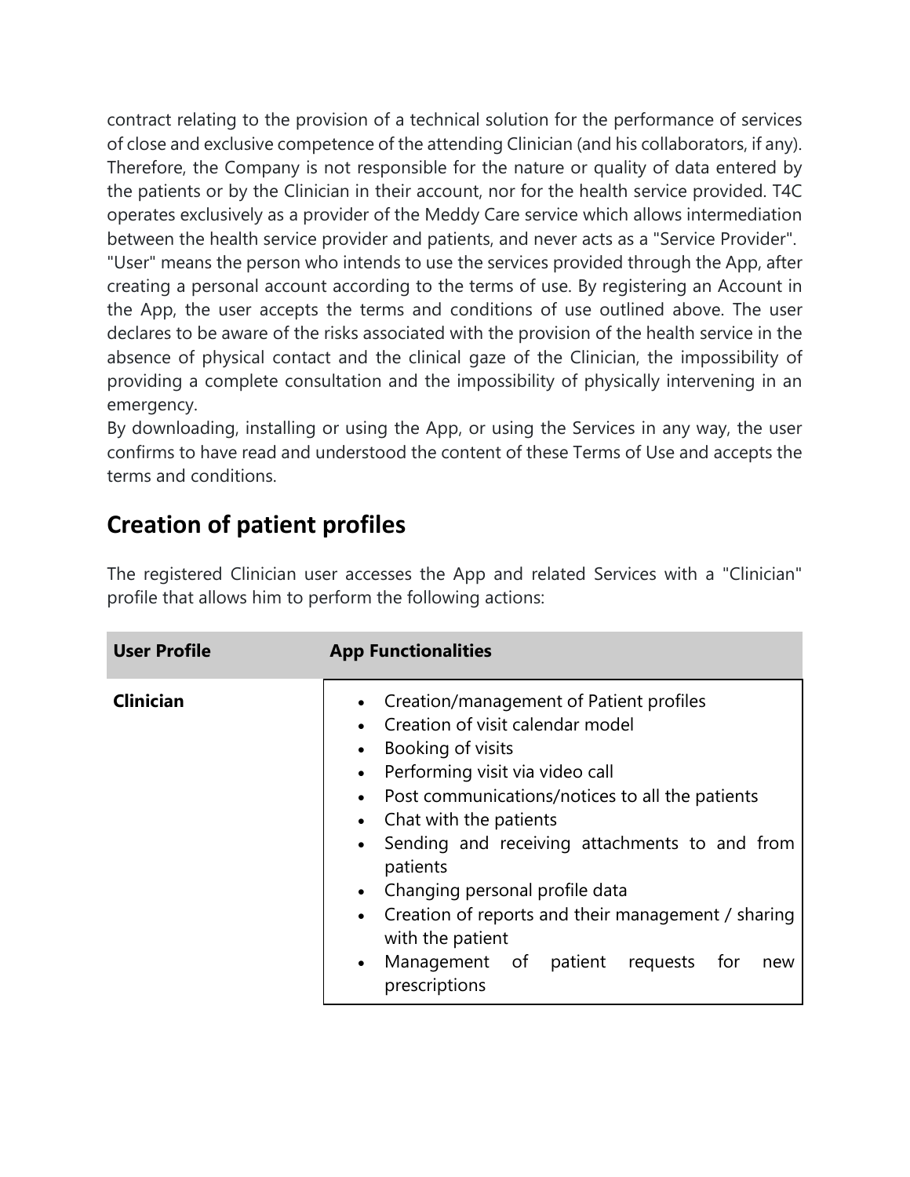contract relating to the provision of a technical solution for the performance of services of close and exclusive competence of the attending Clinician (and his collaborators, if any). Therefore, the Company is not responsible for the nature or quality of data entered by the patients or by the Clinician in their account, nor for the health service provided. T4C operates exclusively as a provider of the Meddy Care service which allows intermediation between the health service provider and patients, and never acts as a "Service Provider".
"User" means the person who intends to use the services provided through the App, after creating a personal account according to the terms of use. By registering an Account in the App, the user accepts the terms and conditions of use outlined above. The user declares to be aware of the risks associated with the provision of the health service in the absence of physical contact and the clinical gaze of the Clinician, the impossibility of providing a complete consultation and the impossibility of physically intervening in an emergency.
By downloading, installing or using the App, or using the Services in any way, the user confirms to have read and understood the content of these Terms of Use and accepts the terms and conditions.

## Creation of patient profiles

The registered Clinician user accesses the App and related Services with a "Clinician" profile that allows him to perform the following actions:

| User Profile | App Functionalities |
| --- | --- |
| **Clinician** | • Creation/management of Patient profiles<br>• Creation of visit calendar model<br>• Booking of visits<br>• Performing visit via video call<br>• Post communications/notices to all the patients<br>• Chat with the patients<br>• Sending and receiving attachments to and from patients<br>• Changing personal profile data<br>• Creation of reports and their management / sharing with the patient<br>• Management of patient requests for new prescriptions |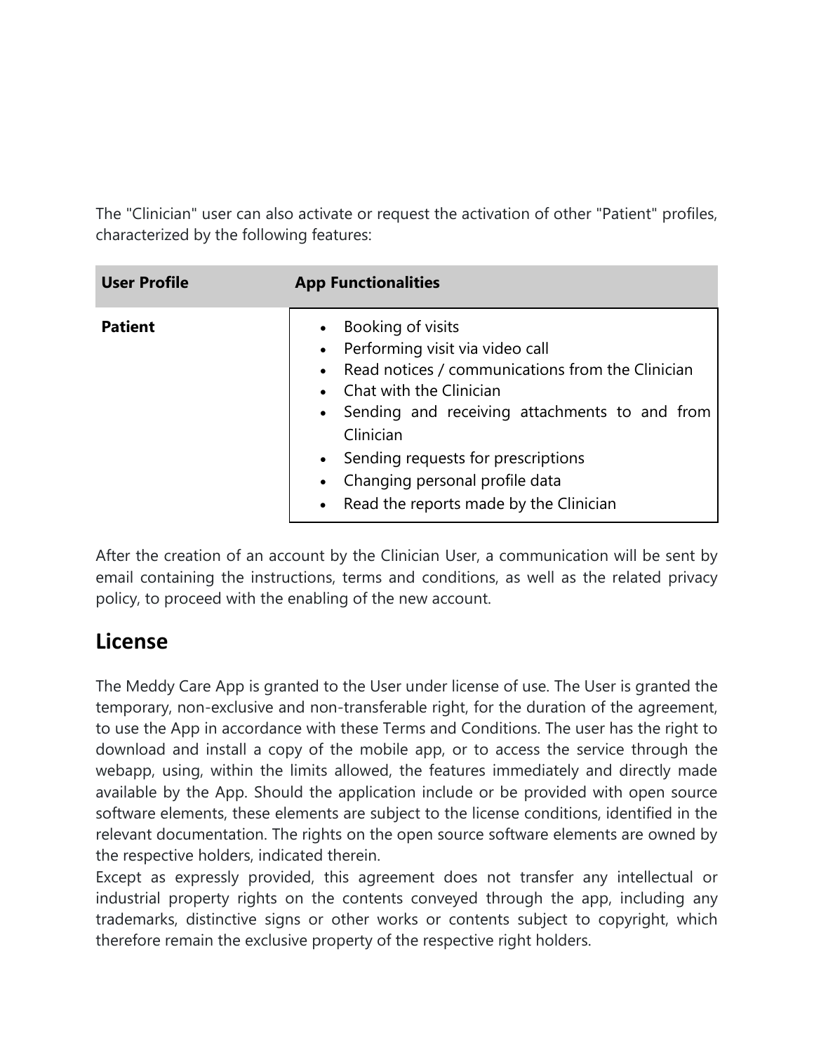The "Clinician" user can also activate or request the activation of other "Patient" profiles, characterized by the following features:

| User Profile | App Functionalities |
| --- | --- |
| **Patient** | • Booking of visits<br>• Performing visit via video call<br>• Read notices / communications from the Clinician<br>• Chat with the Clinician<br>• Sending and receiving attachments to and from Clinician<br>• Sending requests for prescriptions<br>• Changing personal profile data<br>• Read the reports made by the Clinician |

After the creation of an account by the Clinician User, a communication will be sent by email containing the instructions, terms and conditions, as well as the related privacy policy, to proceed with the enabling of the new account.

## License

The Meddy Care App is granted to the User under license of use. The User is granted the temporary, non-exclusive and non-transferable right, for the duration of the agreement, to use the App in accordance with these Terms and Conditions. The user has the right to download and install a copy of the mobile app, or to access the service through the webapp, using, within the limits allowed, the features immediately and directly made available by the App. Should the application include or be provided with open source software elements, these elements are subject to the license conditions, identified in the relevant documentation. The rights on the open source software elements are owned by the respective holders, indicated therein.

Except as expressly provided, this agreement does not transfer any intellectual or industrial property rights on the contents conveyed through the app, including any trademarks, distinctive signs or other works or contents subject to copyright, which therefore remain the exclusive property of the respective right holders.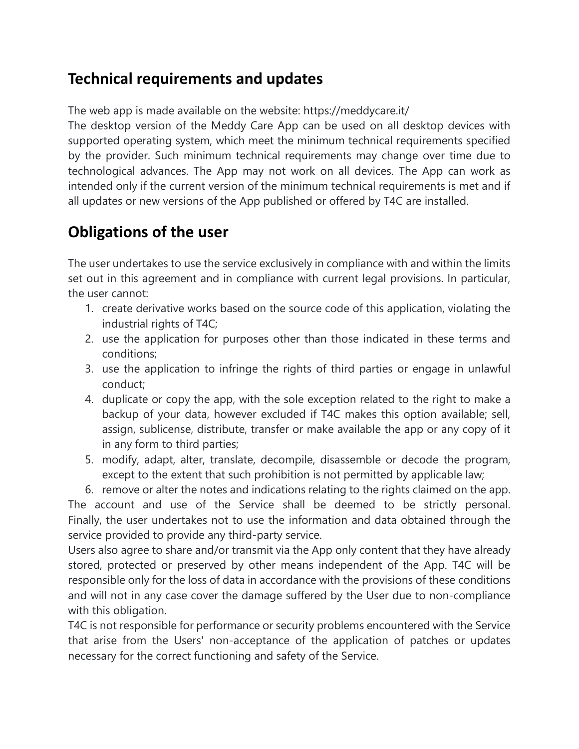## Technical requirements and updates

The web app is made available on the website: https://meddycare.it/
The desktop version of the Meddy Care App can be used on all desktop devices with supported operating system, which meet the minimum technical requirements specified by the provider. Such minimum technical requirements may change over time due to technological advances. The App may not work on all devices. The App can work as intended only if the current version of the minimum technical requirements is met and if all updates or new versions of the App published or offered by T4C are installed.

## Obligations of the user

The user undertakes to use the service exclusively in compliance with and within the limits set out in this agreement and in compliance with current legal provisions. In particular, the user cannot:

1. create derivative works based on the source code of this application, violating the industrial rights of T4C;
2. use the application for purposes other than those indicated in these terms and conditions;
3. use the application to infringe the rights of third parties or engage in unlawful conduct;
4. duplicate or copy the app, with the sole exception related to the right to make a backup of your data, however excluded if T4C makes this option available; sell, assign, sublicense, distribute, transfer or make available the app or any copy of it in any form to third parties;
5. modify, adapt, alter, translate, decompile, disassemble or decode the program, except to the extent that such prohibition is not permitted by applicable law;
6. remove or alter the notes and indications relating to the rights claimed on the app.

The account and use of the Service shall be deemed to be strictly personal. Finally, the user undertakes not to use the information and data obtained through the service provided to provide any third-party service.
Users also agree to share and/or transmit via the App only content that they have already stored, protected or preserved by other means independent of the App. T4C will be responsible only for the loss of data in accordance with the provisions of these conditions and will not in any case cover the damage suffered by the User due to non-compliance with this obligation.
T4C is not responsible for performance or security problems encountered with the Service that arise from the Users' non-acceptance of the application of patches or updates necessary for the correct functioning and safety of the Service.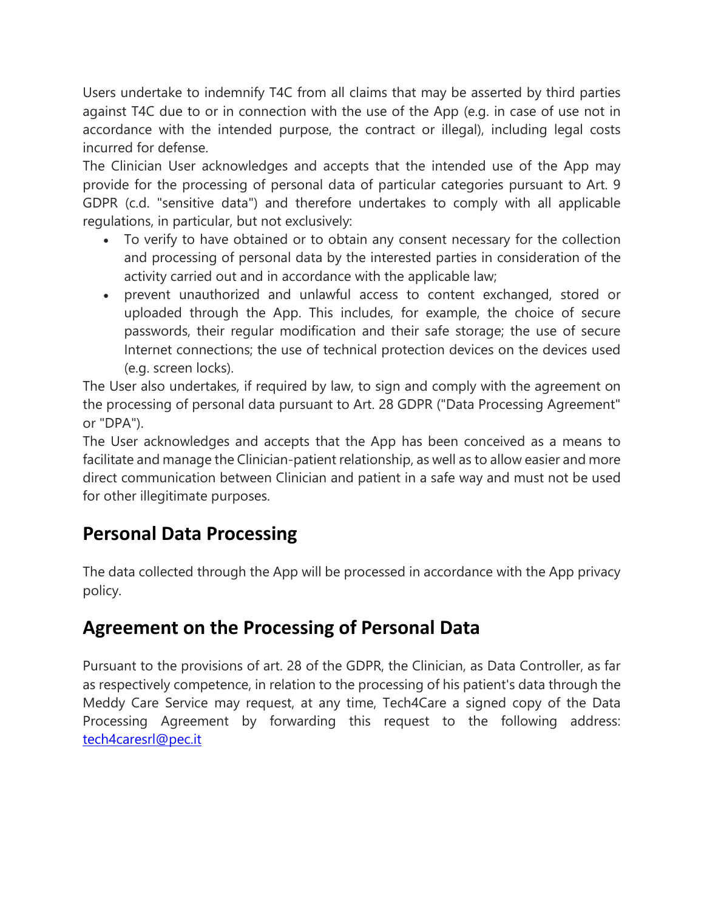Users undertake to indemnify T4C from all claims that may be asserted by third parties against T4C due to or in connection with the use of the App (e.g. in case of use not in accordance with the intended purpose, the contract or illegal), including legal costs incurred for defense.

The Clinician User acknowledges and accepts that the intended use of the App may provide for the processing of personal data of particular categories pursuant to Art. 9 GDPR (c.d. "sensitive data") and therefore undertakes to comply with all applicable regulations, in particular, but not exclusively:

- To verify to have obtained or to obtain any consent necessary for the collection and processing of personal data by the interested parties in consideration of the activity carried out and in accordance with the applicable law;
- prevent unauthorized and unlawful access to content exchanged, stored or uploaded through the App. This includes, for example, the choice of secure passwords, their regular modification and their safe storage; the use of secure Internet connections; the use of technical protection devices on the devices used (e.g. screen locks).

The User also undertakes, if required by law, to sign and comply with the agreement on the processing of personal data pursuant to Art. 28 GDPR ("Data Processing Agreement" or "DPA").

The User acknowledges and accepts that the App has been conceived as a means to facilitate and manage the Clinician-patient relationship, as well as to allow easier and more direct communication between Clinician and patient in a safe way and must not be used for other illegitimate purposes.

## Personal Data Processing

The data collected through the App will be processed in accordance with the App privacy policy.

## Agreement on the Processing of Personal Data

Pursuant to the provisions of art. 28 of the GDPR, the Clinician, as Data Controller, as far as respectively competence, in relation to the processing of his patient's data through the Meddy Care Service may request, at any time, Tech4Care a signed copy of the Data Processing Agreement by forwarding this request to the following address: [tech4caresrl@pec.it](mailto:tech4caresrl@pec.it)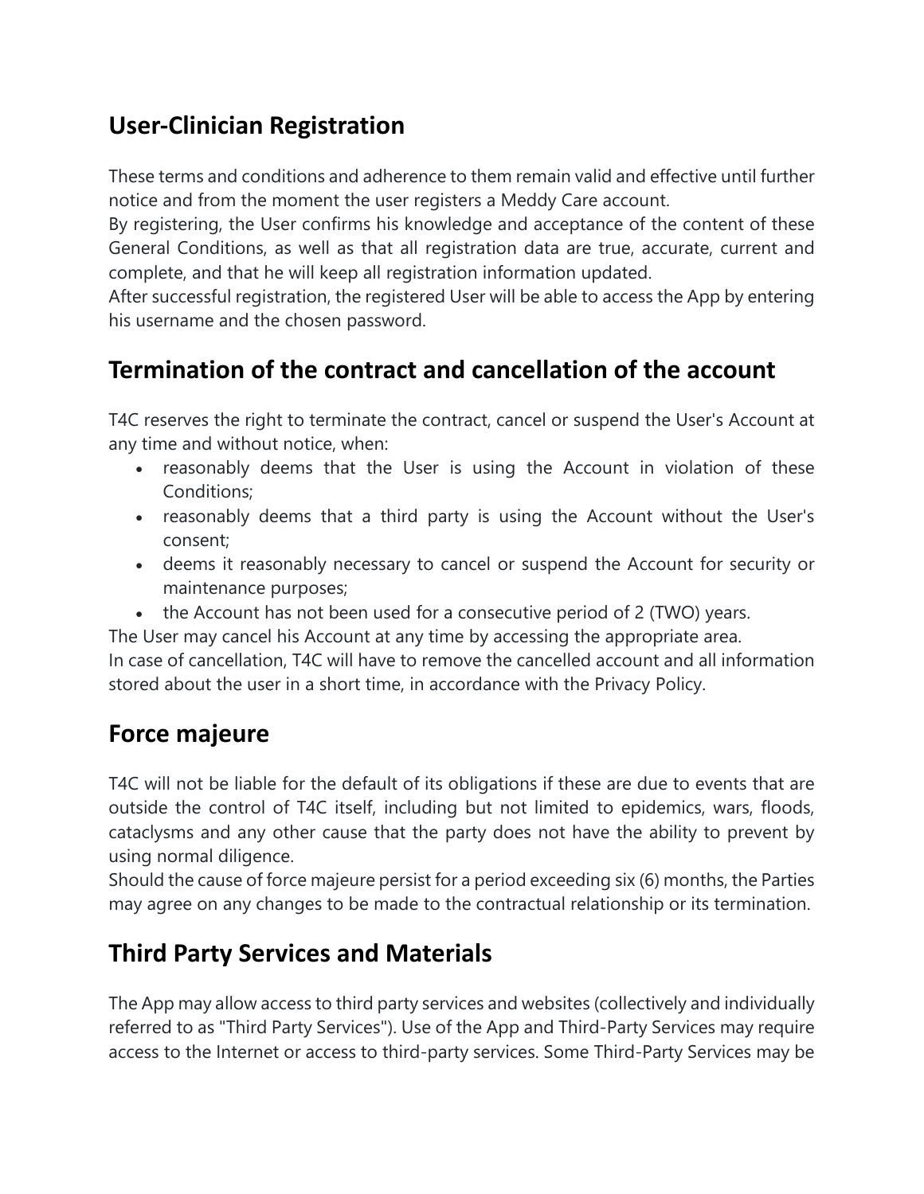## User-Clinician Registration

These terms and conditions and adherence to them remain valid and effective until further notice and from the moment the user registers a Meddy Care account.
By registering, the User confirms his knowledge and acceptance of the content of these General Conditions, as well as that all registration data are true, accurate, current and complete, and that he will keep all registration information updated.
After successful registration, the registered User will be able to access the App by entering his username and the chosen password.

## Termination of the contract and cancellation of the account

T4C reserves the right to terminate the contract, cancel or suspend the User's Account at any time and without notice, when:

- reasonably deems that the User is using the Account in violation of these Conditions;
- reasonably deems that a third party is using the Account without the User's consent;
- deems it reasonably necessary to cancel or suspend the Account for security or maintenance purposes;
- the Account has not been used for a consecutive period of 2 (TWO) years.

The User may cancel his Account at any time by accessing the appropriate area.
In case of cancellation, T4C will have to remove the cancelled account and all information stored about the user in a short time, in accordance with the Privacy Policy.

## Force majeure

T4C will not be liable for the default of its obligations if these are due to events that are outside the control of T4C itself, including but not limited to epidemics, wars, floods, cataclysms and any other cause that the party does not have the ability to prevent by using normal diligence.
Should the cause of force majeure persist for a period exceeding six (6) months, the Parties may agree on any changes to be made to the contractual relationship or its termination.

## Third Party Services and Materials

The App may allow access to third party services and websites (collectively and individually referred to as "Third Party Services"). Use of the App and Third-Party Services may require access to the Internet or access to third-party services. Some Third-Party Services may be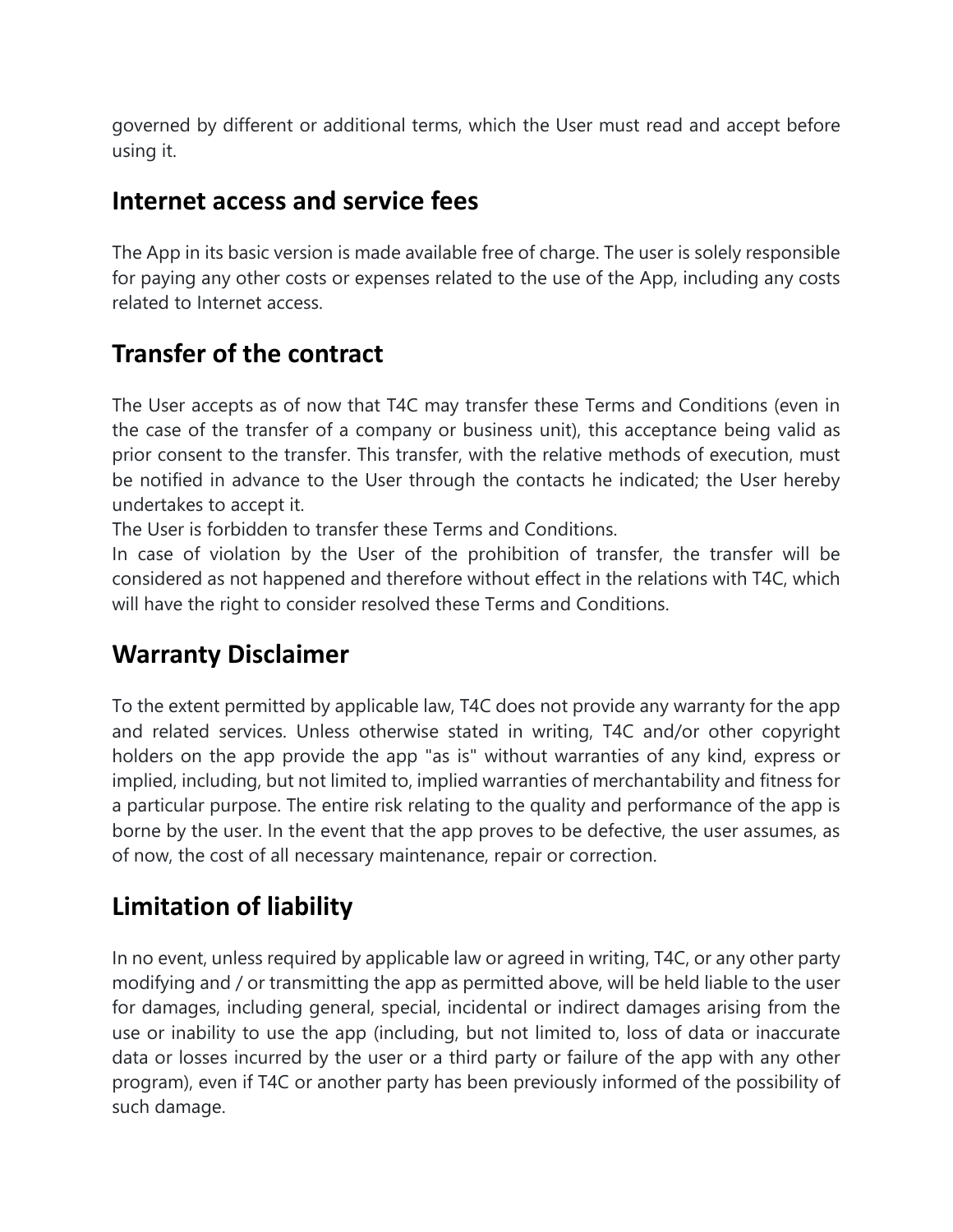governed by different or additional terms, which the User must read and accept before using it.

## Internet access and service fees

The App in its basic version is made available free of charge. The user is solely responsible for paying any other costs or expenses related to the use of the App, including any costs related to Internet access.

## Transfer of the contract

The User accepts as of now that T4C may transfer these Terms and Conditions (even in the case of the transfer of a company or business unit), this acceptance being valid as prior consent to the transfer. This transfer, with the relative methods of execution, must be notified in advance to the User through the contacts he indicated; the User hereby undertakes to accept it.
The User is forbidden to transfer these Terms and Conditions.
In case of violation by the User of the prohibition of transfer, the transfer will be considered as not happened and therefore without effect in the relations with T4C, which will have the right to consider resolved these Terms and Conditions.

## Warranty Disclaimer

To the extent permitted by applicable law, T4C does not provide any warranty for the app and related services. Unless otherwise stated in writing, T4C and/or other copyright holders on the app provide the app "as is" without warranties of any kind, express or implied, including, but not limited to, implied warranties of merchantability and fitness for a particular purpose. The entire risk relating to the quality and performance of the app is borne by the user. In the event that the app proves to be defective, the user assumes, as of now, the cost of all necessary maintenance, repair or correction.

## Limitation of liability

In no event, unless required by applicable law or agreed in writing, T4C, or any other party modifying and / or transmitting the app as permitted above, will be held liable to the user for damages, including general, special, incidental or indirect damages arising from the use or inability to use the app (including, but not limited to, loss of data or inaccurate data or losses incurred by the user or a third party or failure of the app with any other program), even if T4C or another party has been previously informed of the possibility of such damage.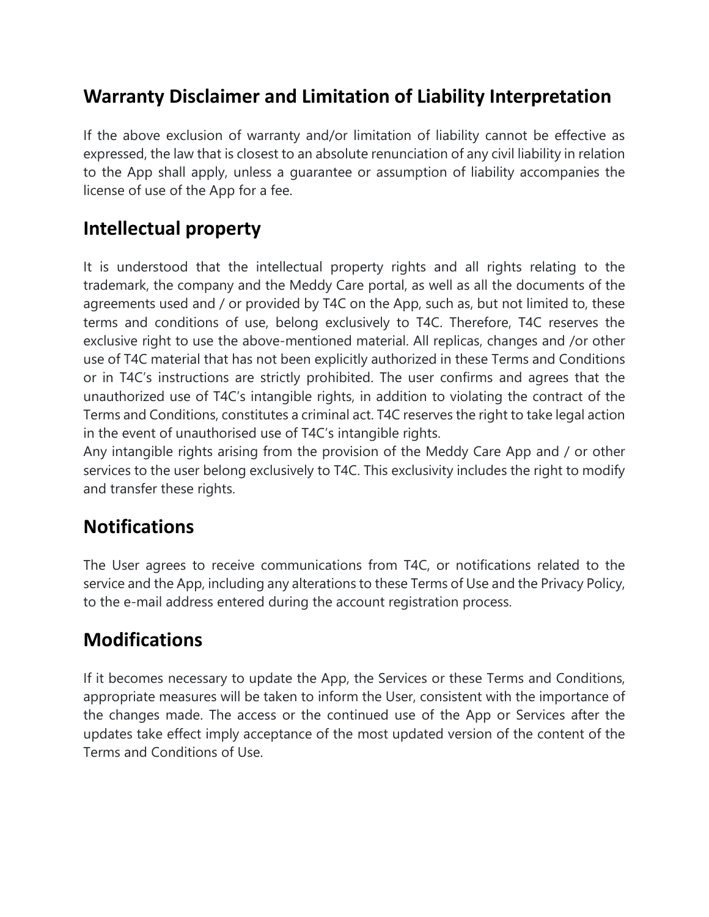## Warranty Disclaimer and Limitation of Liability Interpretation

If the above exclusion of warranty and/or limitation of liability cannot be effective as expressed, the law that is closest to an absolute renunciation of any civil liability in relation to the App shall apply, unless a guarantee or assumption of liability accompanies the license of use of the App for a fee.

## Intellectual property

It is understood that the intellectual property rights and all rights relating to the trademark, the company and the Meddy Care portal, as well as all the documents of the agreements used and / or provided by T4C on the App, such as, but not limited to, these terms and conditions of use, belong exclusively to T4C. Therefore, T4C reserves the exclusive right to use the above-mentioned material. All replicas, changes and /or other use of T4C material that has not been explicitly authorized in these Terms and Conditions or in T4C's instructions are strictly prohibited. The user confirms and agrees that the unauthorized use of T4C's intangible rights, in addition to violating the contract of the Terms and Conditions, constitutes a criminal act. T4C reserves the right to take legal action in the event of unauthorised use of T4C's intangible rights.
Any intangible rights arising from the provision of the Meddy Care App and / or other services to the user belong exclusively to T4C. This exclusivity includes the right to modify and transfer these rights.

## Notifications

The User agrees to receive communications from T4C, or notifications related to the service and the App, including any alterations to these Terms of Use and the Privacy Policy, to the e-mail address entered during the account registration process.

## Modifications

If it becomes necessary to update the App, the Services or these Terms and Conditions, appropriate measures will be taken to inform the User, consistent with the importance of the changes made. The access or the continued use of the App or Services after the updates take effect imply acceptance of the most updated version of the content of the Terms and Conditions of Use.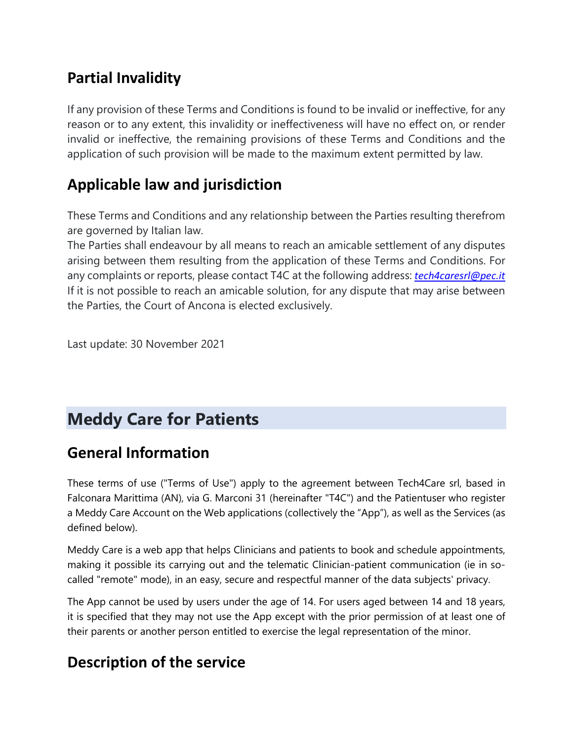## Partial Invalidity

If any provision of these Terms and Conditions is found to be invalid or ineffective, for any reason or to any extent, this invalidity or ineffectiveness will have no effect on, or render invalid or ineffective, the remaining provisions of these Terms and Conditions and the application of such provision will be made to the maximum extent permitted by law.

## Applicable law and jurisdiction

These Terms and Conditions and any relationship between the Parties resulting therefrom are governed by Italian law.
The Parties shall endeavour by all means to reach an amicable settlement of any disputes arising between them resulting from the application of these Terms and Conditions. For any complaints or reports, please contact T4C at the following address: *tech4caresrl@pec.it*
If it is not possible to reach an amicable solution, for any dispute that may arise between the Parties, the Court of Ancona is elected exclusively.

Last update: 30 November 2021

# Meddy Care for Patients

## General Information

These terms of use ("Terms of Use") apply to the agreement between Tech4Care srl, based in Falconara Marittima (AN), via G. Marconi 31 (hereinafter "T4C") and the Patientuser who register a Meddy Care Account on the Web applications (collectively the "App"), as well as the Services (as defined below).

Meddy Care is a web app that helps Clinicians and patients to book and schedule appointments, making it possible its carrying out and the telematic Clinician-patient communication (ie in so-called "remote" mode), in an easy, secure and respectful manner of the data subjects' privacy.

The App cannot be used by users under the age of 14. For users aged between 14 and 18 years, it is specified that they may not use the App except with the prior permission of at least one of their parents or another person entitled to exercise the legal representation of the minor.

## Description of the service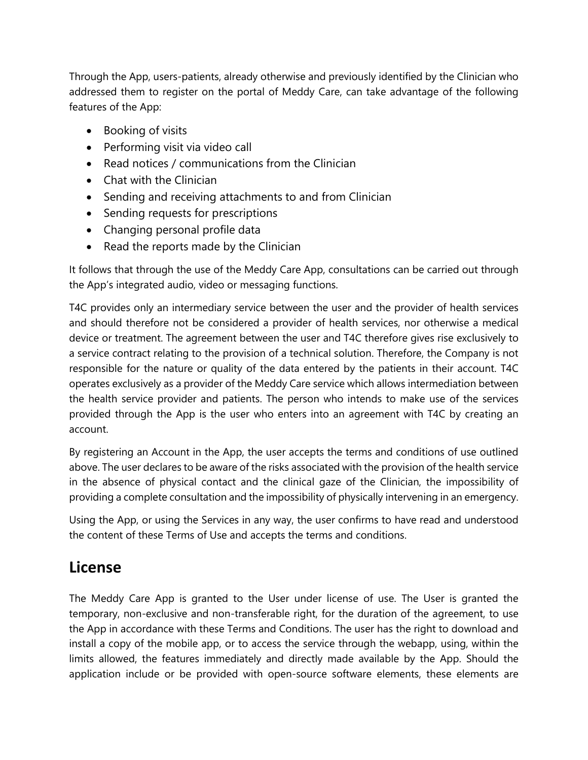Through the App, users-patients, already otherwise and previously identified by the Clinician who addressed them to register on the portal of Meddy Care, can take advantage of the following features of the App:

- Booking of visits
- Performing visit via video call
- Read notices / communications from the Clinician
- Chat with the Clinician
- Sending and receiving attachments to and from Clinician
- Sending requests for prescriptions
- Changing personal profile data
- Read the reports made by the Clinician

It follows that through the use of the Meddy Care App, consultations can be carried out through the App's integrated audio, video or messaging functions.

T4C provides only an intermediary service between the user and the provider of health services and should therefore not be considered a provider of health services, nor otherwise a medical device or treatment. The agreement between the user and T4C therefore gives rise exclusively to a service contract relating to the provision of a technical solution. Therefore, the Company is not responsible for the nature or quality of the data entered by the patients in their account. T4C operates exclusively as a provider of the Meddy Care service which allows intermediation between the health service provider and patients. The person who intends to make use of the services provided through the App is the user who enters into an agreement with T4C by creating an account.

By registering an Account in the App, the user accepts the terms and conditions of use outlined above. The user declares to be aware of the risks associated with the provision of the health service in the absence of physical contact and the clinical gaze of the Clinician, the impossibility of providing a complete consultation and the impossibility of physically intervening in an emergency.

Using the App, or using the Services in any way, the user confirms to have read and understood the content of these Terms of Use and accepts the terms and conditions.

## License

The Meddy Care App is granted to the User under license of use. The User is granted the temporary, non-exclusive and non-transferable right, for the duration of the agreement, to use the App in accordance with these Terms and Conditions. The user has the right to download and install a copy of the mobile app, or to access the service through the webapp, using, within the limits allowed, the features immediately and directly made available by the App. Should the application include or be provided with open-source software elements, these elements are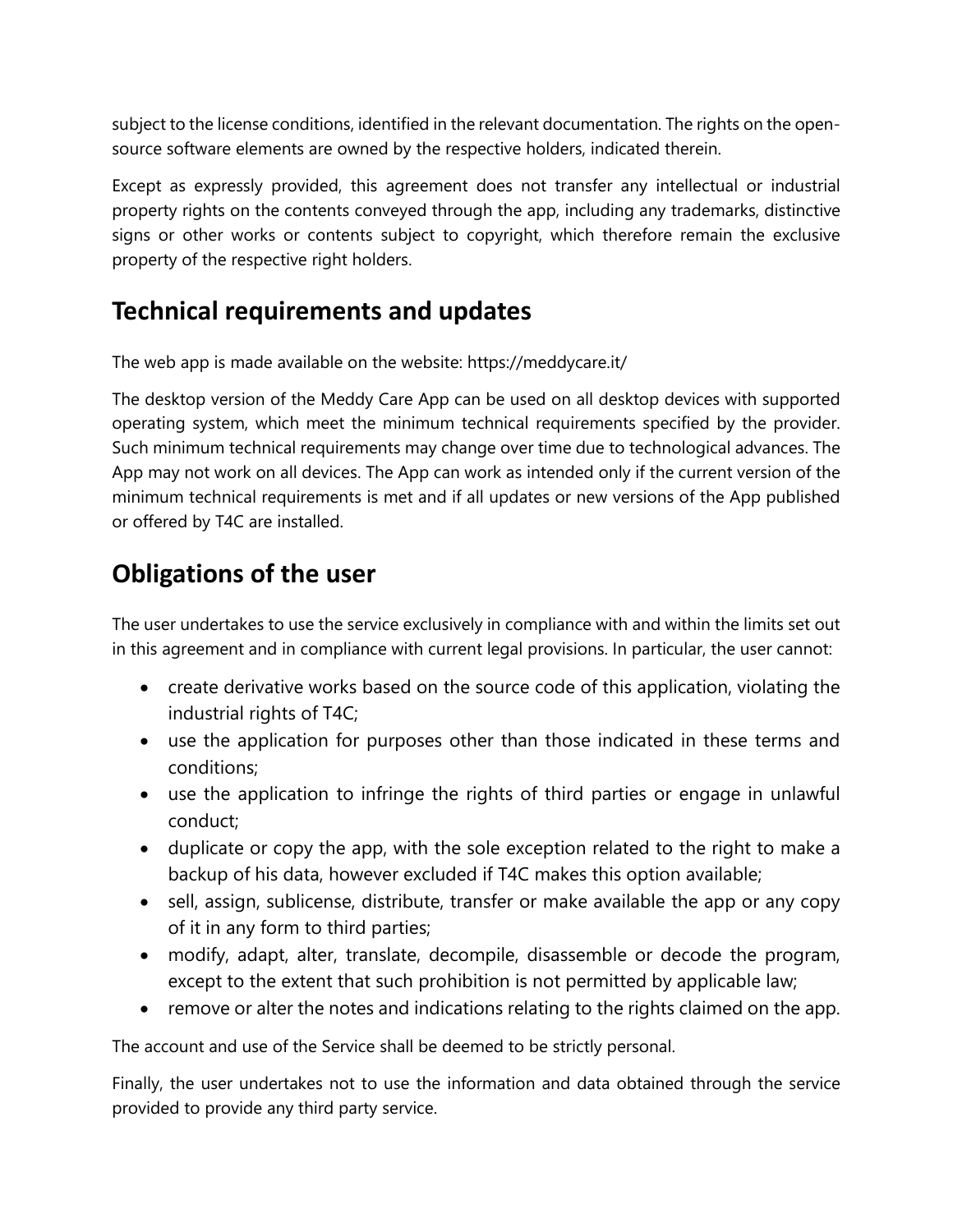subject to the license conditions, identified in the relevant documentation. The rights on the open-source software elements are owned by the respective holders, indicated therein.

Except as expressly provided, this agreement does not transfer any intellectual or industrial property rights on the contents conveyed through the app, including any trademarks, distinctive signs or other works or contents subject to copyright, which therefore remain the exclusive property of the respective right holders.

## Technical requirements and updates

The web app is made available on the website: https://meddycare.it/

The desktop version of the Meddy Care App can be used on all desktop devices with supported operating system, which meet the minimum technical requirements specified by the provider. Such minimum technical requirements may change over time due to technological advances. The App may not work on all devices. The App can work as intended only if the current version of the minimum technical requirements is met and if all updates or new versions of the App published or offered by T4C are installed.

## Obligations of the user

The user undertakes to use the service exclusively in compliance with and within the limits set out in this agreement and in compliance with current legal provisions. In particular, the user cannot:

- create derivative works based on the source code of this application, violating the industrial rights of T4C;
- use the application for purposes other than those indicated in these terms and conditions;
- use the application to infringe the rights of third parties or engage in unlawful conduct;
- duplicate or copy the app, with the sole exception related to the right to make a backup of his data, however excluded if T4C makes this option available;
- sell, assign, sublicense, distribute, transfer or make available the app or any copy of it in any form to third parties;
- modify, adapt, alter, translate, decompile, disassemble or decode the program, except to the extent that such prohibition is not permitted by applicable law;
- remove or alter the notes and indications relating to the rights claimed on the app.

The account and use of the Service shall be deemed to be strictly personal.

Finally, the user undertakes not to use the information and data obtained through the service provided to provide any third party service.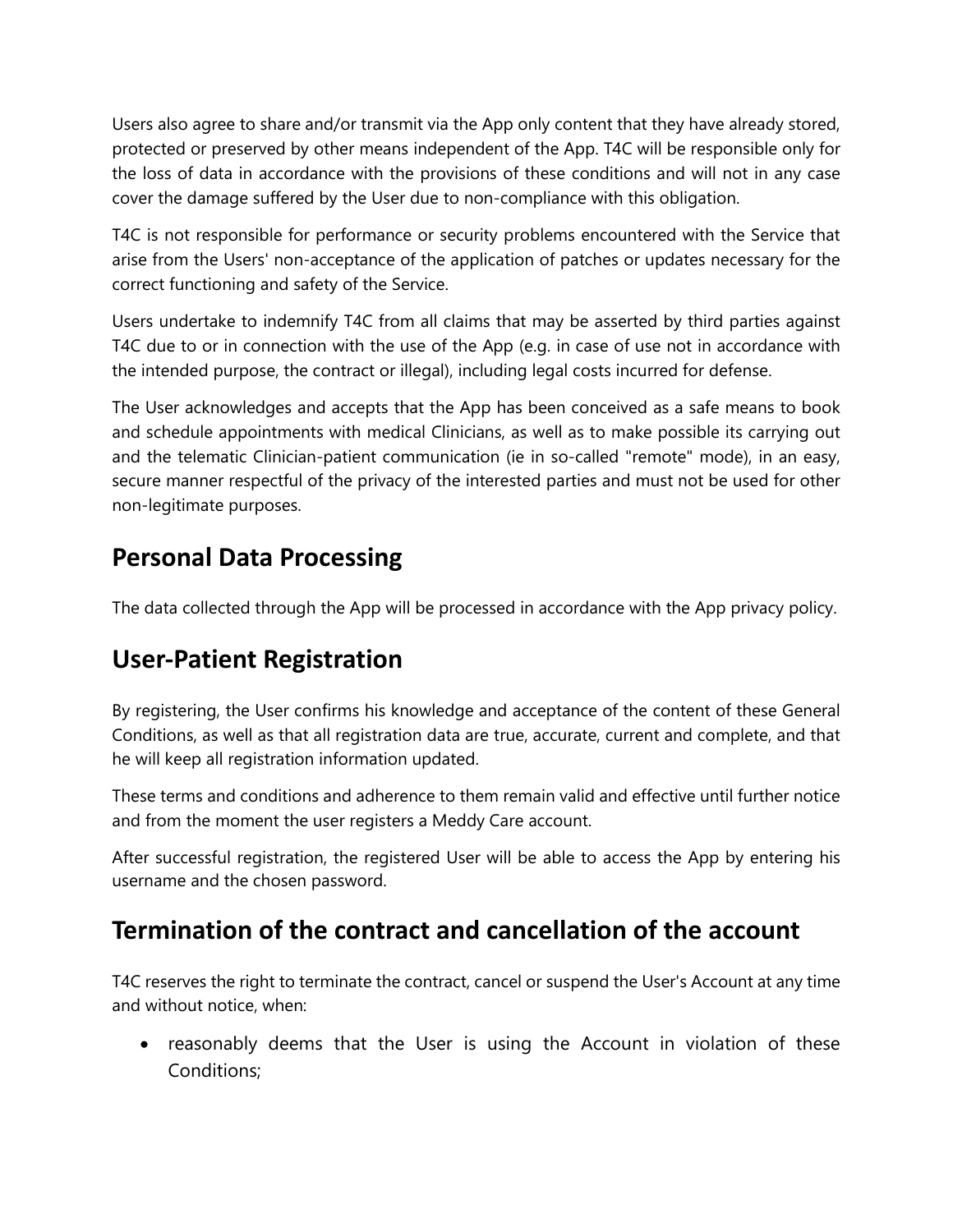Users also agree to share and/or transmit via the App only content that they have already stored, protected or preserved by other means independent of the App. T4C will be responsible only for the loss of data in accordance with the provisions of these conditions and will not in any case cover the damage suffered by the User due to non-compliance with this obligation.

T4C is not responsible for performance or security problems encountered with the Service that arise from the Users' non-acceptance of the application of patches or updates necessary for the correct functioning and safety of the Service.

Users undertake to indemnify T4C from all claims that may be asserted by third parties against T4C due to or in connection with the use of the App (e.g. in case of use not in accordance with the intended purpose, the contract or illegal), including legal costs incurred for defense.

The User acknowledges and accepts that the App has been conceived as a safe means to book and schedule appointments with medical Clinicians, as well as to make possible its carrying out and the telematic Clinician-patient communication (ie in so-called "remote" mode), in an easy, secure manner respectful of the privacy of the interested parties and must not be used for other non-legitimate purposes.

## Personal Data Processing

The data collected through the App will be processed in accordance with the App privacy policy.

## User-Patient Registration

By registering, the User confirms his knowledge and acceptance of the content of these General Conditions, as well as that all registration data are true, accurate, current and complete, and that he will keep all registration information updated.

These terms and conditions and adherence to them remain valid and effective until further notice and from the moment the user registers a Meddy Care account.

After successful registration, the registered User will be able to access the App by entering his username and the chosen password.

## Termination of the contract and cancellation of the account

T4C reserves the right to terminate the contract, cancel or suspend the User's Account at any time and without notice, when:

- reasonably deems that the User is using the Account in violation of these Conditions;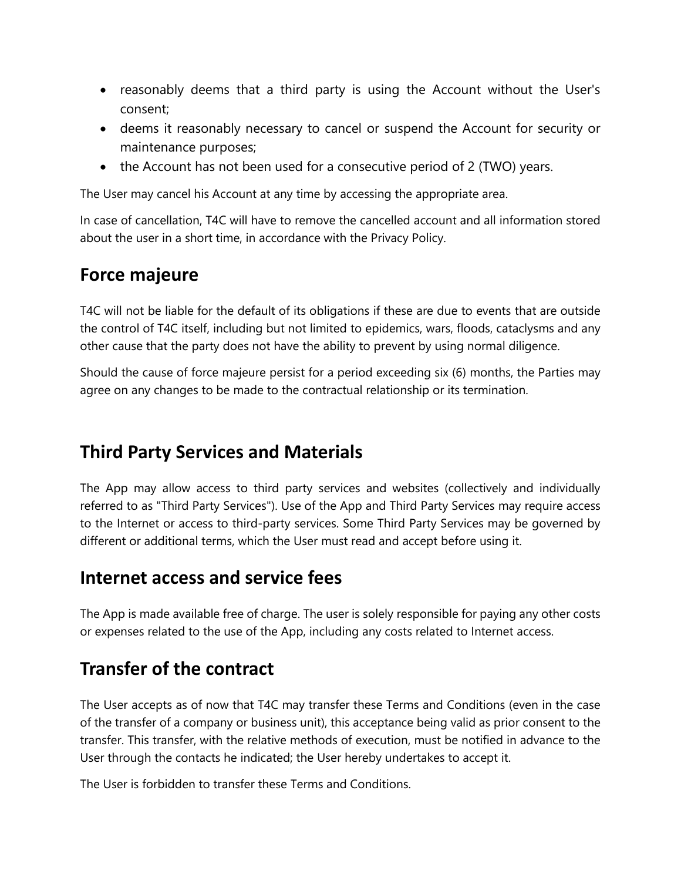- reasonably deems that a third party is using the Account without the User's consent;
- deems it reasonably necessary to cancel or suspend the Account for security or maintenance purposes;
- the Account has not been used for a consecutive period of 2 (TWO) years.

The User may cancel his Account at any time by accessing the appropriate area.

In case of cancellation, T4C will have to remove the cancelled account and all information stored about the user in a short time, in accordance with the Privacy Policy.

## Force majeure

T4C will not be liable for the default of its obligations if these are due to events that are outside the control of T4C itself, including but not limited to epidemics, wars, floods, cataclysms and any other cause that the party does not have the ability to prevent by using normal diligence.

Should the cause of force majeure persist for a period exceeding six (6) months, the Parties may agree on any changes to be made to the contractual relationship or its termination.

## Third Party Services and Materials

The App may allow access to third party services and websites (collectively and individually referred to as "Third Party Services"). Use of the App and Third Party Services may require access to the Internet or access to third-party services. Some Third Party Services may be governed by different or additional terms, which the User must read and accept before using it.

## Internet access and service fees

The App is made available free of charge. The user is solely responsible for paying any other costs or expenses related to the use of the App, including any costs related to Internet access.

## Transfer of the contract

The User accepts as of now that T4C may transfer these Terms and Conditions (even in the case of the transfer of a company or business unit), this acceptance being valid as prior consent to the transfer. This transfer, with the relative methods of execution, must be notified in advance to the User through the contacts he indicated; the User hereby undertakes to accept it.

The User is forbidden to transfer these Terms and Conditions.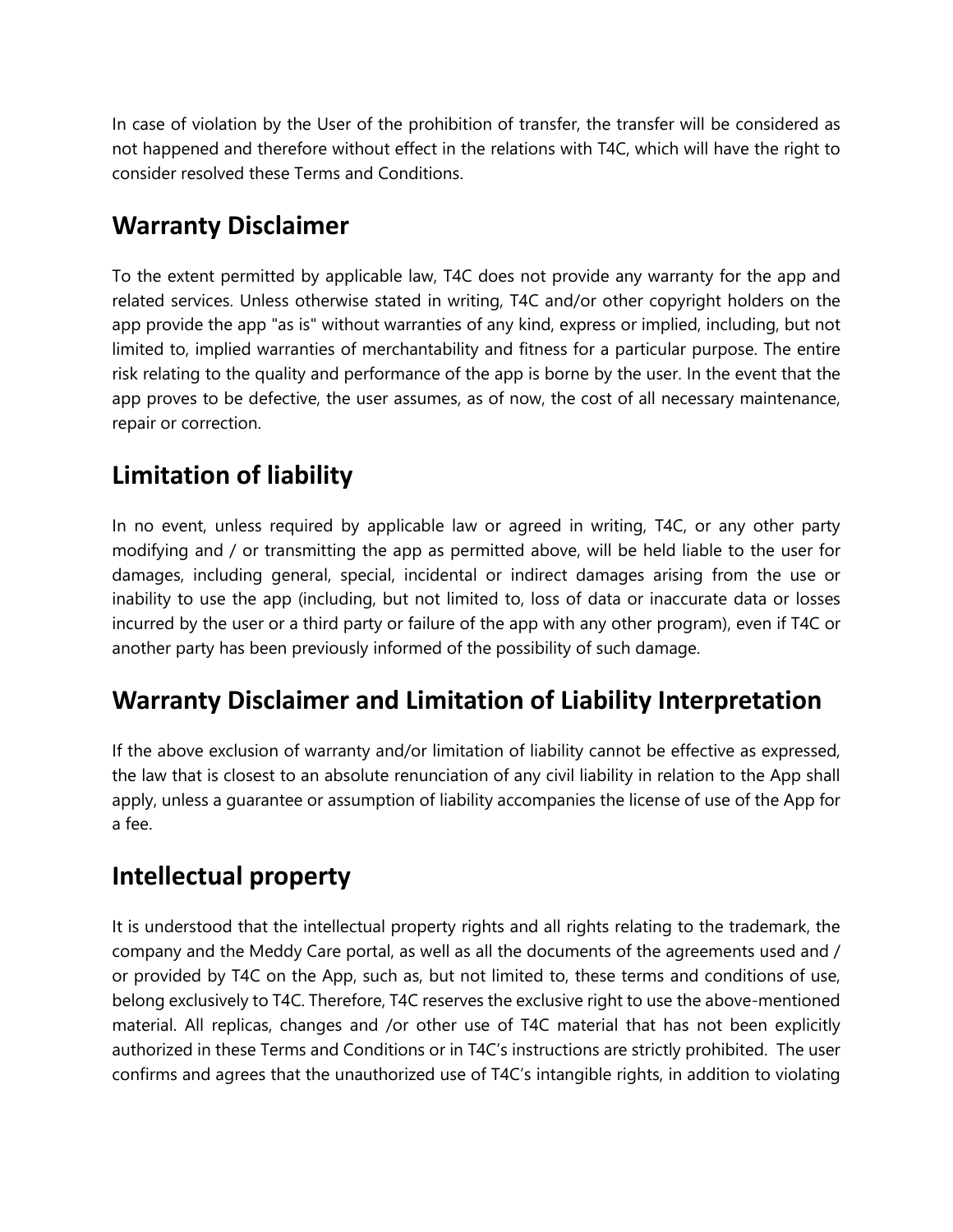In case of violation by the User of the prohibition of transfer, the transfer will be considered as not happened and therefore without effect in the relations with T4C, which will have the right to consider resolved these Terms and Conditions.

## Warranty Disclaimer

To the extent permitted by applicable law, T4C does not provide any warranty for the app and related services. Unless otherwise stated in writing, T4C and/or other copyright holders on the app provide the app "as is" without warranties of any kind, express or implied, including, but not limited to, implied warranties of merchantability and fitness for a particular purpose. The entire risk relating to the quality and performance of the app is borne by the user. In the event that the app proves to be defective, the user assumes, as of now, the cost of all necessary maintenance, repair or correction.

## Limitation of liability

In no event, unless required by applicable law or agreed in writing, T4C, or any other party modifying and / or transmitting the app as permitted above, will be held liable to the user for damages, including general, special, incidental or indirect damages arising from the use or inability to use the app (including, but not limited to, loss of data or inaccurate data or losses incurred by the user or a third party or failure of the app with any other program), even if T4C or another party has been previously informed of the possibility of such damage.

## Warranty Disclaimer and Limitation of Liability Interpretation

If the above exclusion of warranty and/or limitation of liability cannot be effective as expressed, the law that is closest to an absolute renunciation of any civil liability in relation to the App shall apply, unless a guarantee or assumption of liability accompanies the license of use of the App for a fee.

## Intellectual property

It is understood that the intellectual property rights and all rights relating to the trademark, the company and the Meddy Care portal, as well as all the documents of the agreements used and / or provided by T4C on the App, such as, but not limited to, these terms and conditions of use, belong exclusively to T4C. Therefore, T4C reserves the exclusive right to use the above-mentioned material. All replicas, changes and /or other use of T4C material that has not been explicitly authorized in these Terms and Conditions or in T4C's instructions are strictly prohibited. The user confirms and agrees that the unauthorized use of T4C's intangible rights, in addition to violating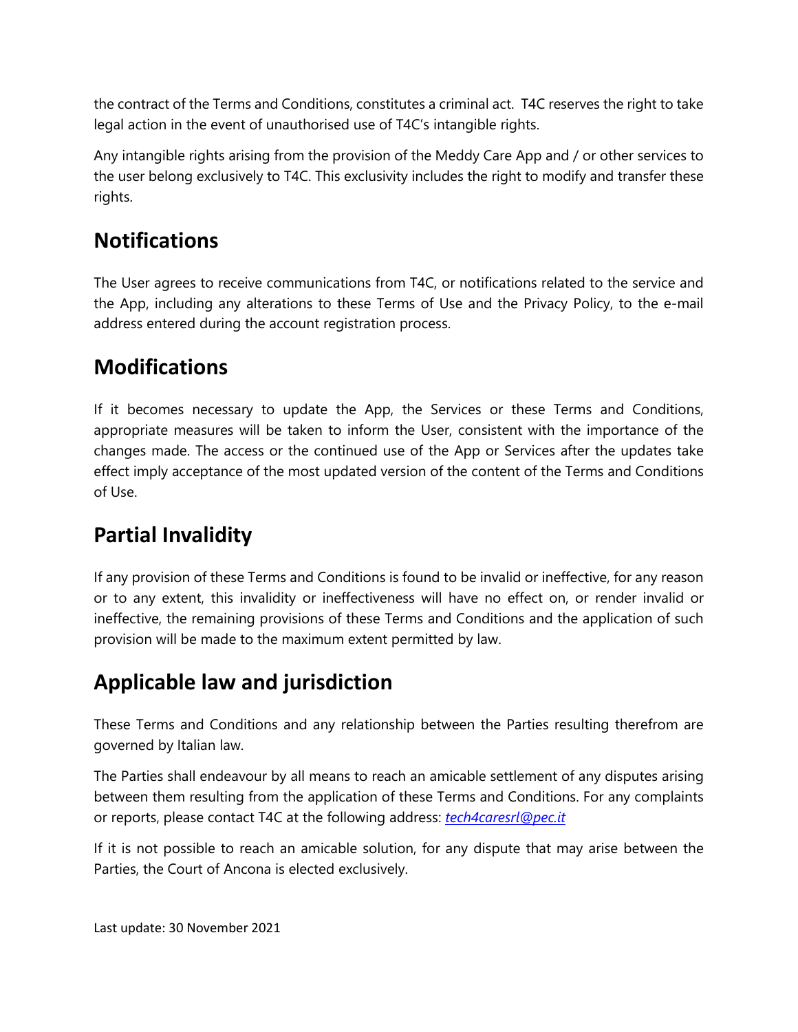the contract of the Terms and Conditions, constitutes a criminal act. T4C reserves the right to take legal action in the event of unauthorised use of T4C's intangible rights.

Any intangible rights arising from the provision of the Meddy Care App and / or other services to the user belong exclusively to T4C. This exclusivity includes the right to modify and transfer these rights.

## Notifications

The User agrees to receive communications from T4C, or notifications related to the service and the App, including any alterations to these Terms of Use and the Privacy Policy, to the e-mail address entered during the account registration process.

## Modifications

If it becomes necessary to update the App, the Services or these Terms and Conditions, appropriate measures will be taken to inform the User, consistent with the importance of the changes made. The access or the continued use of the App or Services after the updates take effect imply acceptance of the most updated version of the content of the Terms and Conditions of Use.

## Partial Invalidity

If any provision of these Terms and Conditions is found to be invalid or ineffective, for any reason or to any extent, this invalidity or ineffectiveness will have no effect on, or render invalid or ineffective, the remaining provisions of these Terms and Conditions and the application of such provision will be made to the maximum extent permitted by law.

## Applicable law and jurisdiction

These Terms and Conditions and any relationship between the Parties resulting therefrom are governed by Italian law.

The Parties shall endeavour by all means to reach an amicable settlement of any disputes arising between them resulting from the application of these Terms and Conditions. For any complaints or reports, please contact T4C at the following address: *tech4caresrl@pec.it*

If it is not possible to reach an amicable solution, for any dispute that may arise between the Parties, the Court of Ancona is elected exclusively.

Last update: 30 November 2021